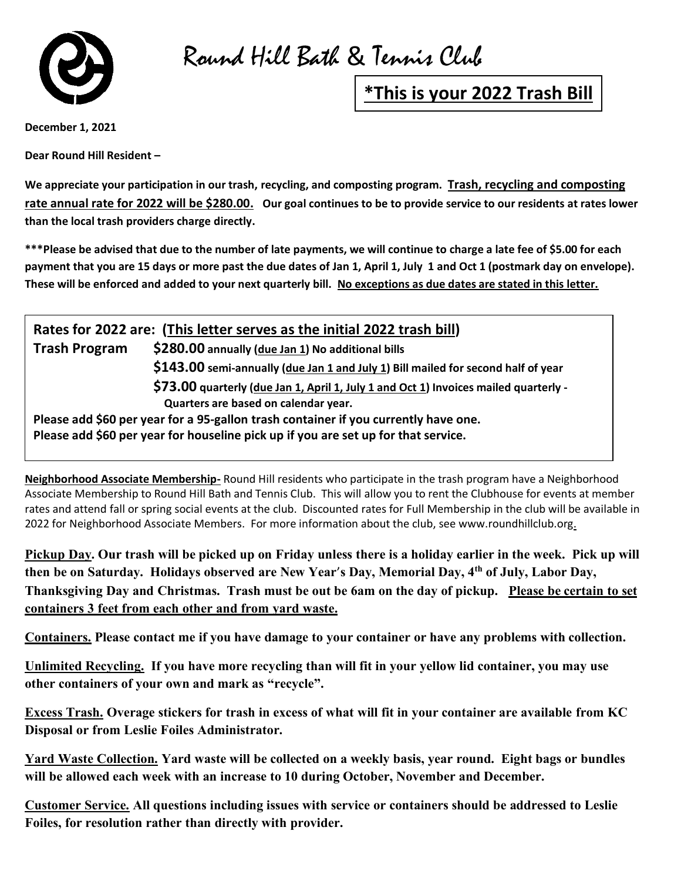# Round Hill Bath & Tennis Club

**\*This is your 2022 Trash Bill**

**December 1, 2021**

**Dear Round Hill Resident –**

**We appreciate your participation in our trash, recycling, and composting program. <u>Trash, recycling and composting rate annual rate for 2022 will be $280.00.</u> Our goal continues to be to provide service to our residents at rates lower than the local trash providers charge directly.**

**\*\*\*Please be advised that due to the number of late payments, we will continue to charge a late fee of $5.00 for each payment that you are 15 days or more past the due dates of Jan 1, April 1, July 1 and Oct 1 (postmark day on envelope). These will be enforced and added to your next quarterly bill. <u>No exceptions as due dates are stated in this letter.</u>**

**Rates for 2022 are: (<u>This letter serves as the initial 2022 trash bill</u>)**

| | |
|---|---|
| **Trash Program** | **$280.00 annually (<u>due Jan 1</u>) No additional bills** |
| | **$143.00 semi-annually (<u>due Jan 1 and July 1</u>) Bill mailed for second half of year** |
| | **$73.00 quarterly (<u>due Jan 1, April 1, July 1 and Oct 1</u>) Invoices mailed quarterly - Quarters are based on calendar year.** |

**Please add $60 per year for a 95-gallon trash container if you currently have one.**
**Please add $60 per year for houseline pick up if you are set up for that service.**

**<u>Neighborhood Associate Membership-</u>** Round Hill residents who participate in the trash program have a Neighborhood Associate Membership to Round Hill Bath and Tennis Club. This will allow you to rent the Clubhouse for events at member rates and attend fall or spring social events at the club. Discounted rates for Full Membership in the club will be available in 2022 for Neighborhood Associate Members. For more information about the club, see www.roundhillclub.org.

**<u>Pickup Day</u>. Our trash will be picked up on Friday unless there is a holiday earlier in the week. Pick up will then be on Saturday. Holidays observed are New Year's Day, Memorial Day, 4th of July, Labor Day, Thanksgiving Day and Christmas. Trash must be out be 6am on the day of pickup. <u>Please be certain to set containers 3 feet from each other and from yard waste.</u>**

**<u>Containers.</u> Please contact me if you have damage to your container or have any problems with collection.**

**<u>Unlimited Recycling.</u> If you have more recycling than will fit in your yellow lid container, you may use other containers of your own and mark as "recycle".**

**<u>Excess Trash.</u> Overage stickers for trash in excess of what will fit in your container are available from KC Disposal or from Leslie Foiles Administrator.**

**<u>Yard Waste Collection.</u> Yard waste will be collected on a weekly basis, year round. Eight bags or bundles will be allowed each week with an increase to 10 during October, November and December.**

**<u>Customer Service.</u> All questions including issues with service or containers should be addressed to Leslie Foiles, for resolution rather than directly with provider.**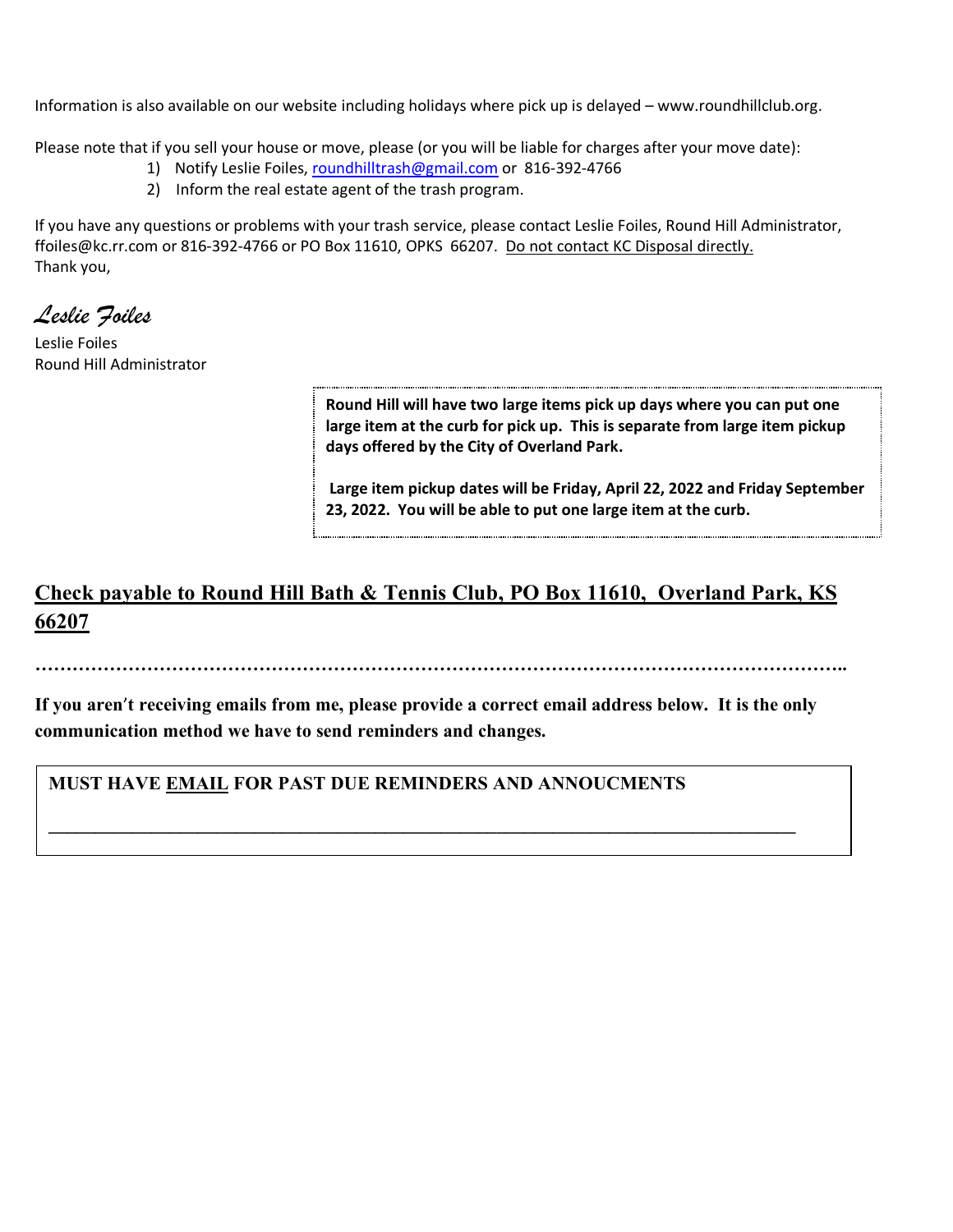Information is also available on our website including holidays where pick up is delayed – www.roundhillclub.org.

Please note that if you sell your house or move, please (or you will be liable for charges after your move date):

1) Notify Leslie Foiles, roundhilltrash@gmail.com or 816-392-4766
2) Inform the real estate agent of the trash program.

If you have any questions or problems with your trash service, please contact Leslie Foiles, Round Hill Administrator, ffoiles@kc.rr.com or 816-392-4766 or PO Box 11610, OPKS 66207. Do not contact KC Disposal directly.

Thank you,

*Leslie Foiles*

Leslie Foiles
Round Hill Administrator

**Round Hill will have two large items pick up days where you can put one large item at the curb for pick up. This is separate from large item pickup days offered by the City of Overland Park.**

**Large item pickup dates will be Friday, April 22, 2022 and Friday September 23, 2022. You will be able to put one large item at the curb.**

## Check payable to Round Hill Bath & Tennis Club, PO Box 11610, Overland Park, KS 66207

…………………………………………………………………………………………………………………..

**If you aren't receiving emails from me, please provide a correct email address below. It is the only communication method we have to send reminders and changes.**

**MUST HAVE EMAIL FOR PAST DUE REMINDERS AND ANNOUCMENTS**

_______________________________________________________________________________